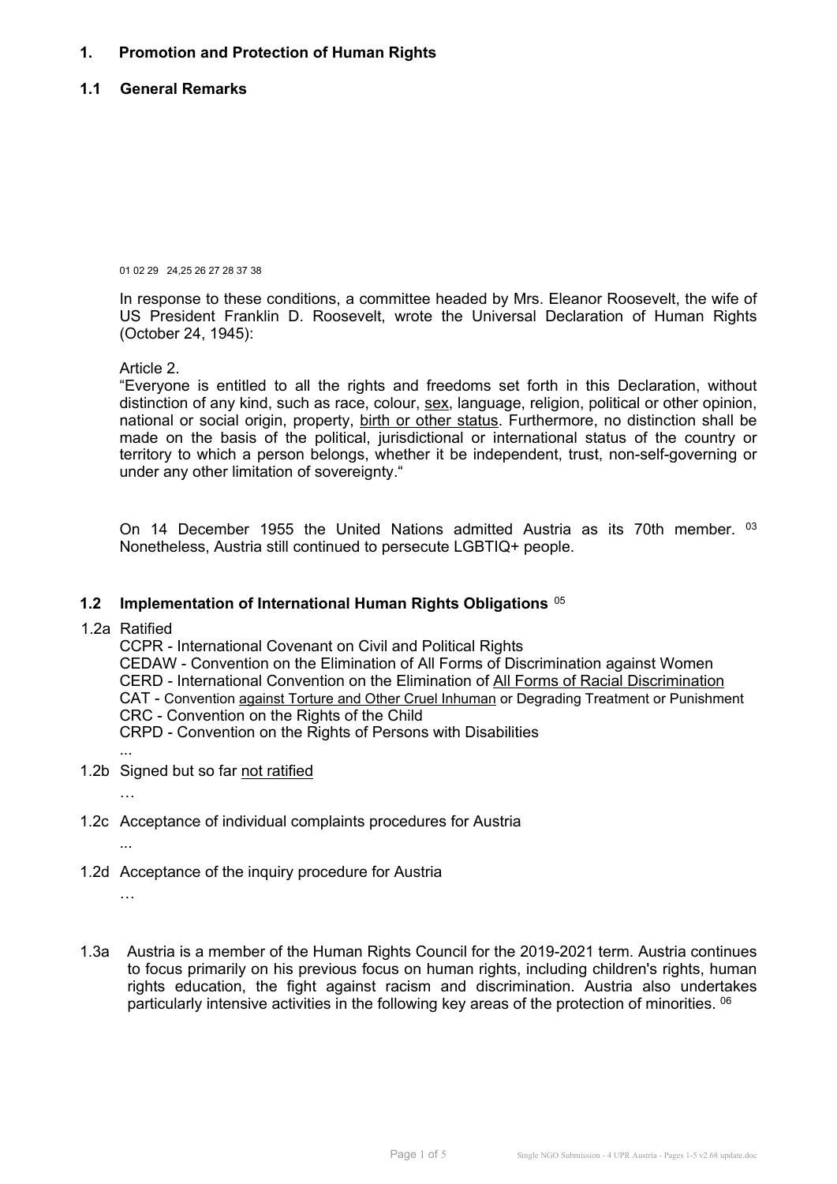## 1. Promotion and Protection of Human Rights

### 1.1 General Remarks

01 02 29 24,25 26 27 28 37 38

In response to these conditions, a committee headed by Mrs. Eleanor Roosevelt, the wife of US President Franklin D. Roosevelt, wrote the Universal Declaration of Human Rights (October 24, 1945):

Article 2.
"Everyone is entitled to all the rights and freedoms set forth in this Declaration, without distinction of any kind, such as race, colour, sex, language, religion, political or other opinion, national or social origin, property, birth or other status. Furthermore, no distinction shall be made on the basis of the political, jurisdictional or international status of the country or territory to which a person belongs, whether it be independent, trust, non-self-governing or under any other limitation of sovereignty."

On 14 December 1955 the United Nations admitted Austria as its 70th member. [03] Nonetheless, Austria still continued to persecute LGBTIQ+ people.

### 1.2 Implementation of International Human Rights Obligations [05]

1.2a Ratified

CCPR - International Covenant on Civil and Political Rights
CEDAW - Convention on the Elimination of All Forms of Discrimination against Women
CERD - International Convention on the Elimination of All Forms of Racial Discrimination
CAT - Convention against Torture and Other Cruel Inhuman or Degrading Treatment or Punishment
CRC - Convention on the Rights of the Child
CRPD - Convention on the Rights of Persons with Disabilities
...

1.2b Signed but so far not ratified

…

1.2c Acceptance of individual complaints procedures for Austria

...

1.2d Acceptance of the inquiry procedure for Austria

…

1.3a Austria is a member of the Human Rights Council for the 2019-2021 term. Austria continues to focus primarily on his previous focus on human rights, including children's rights, human rights education, the fight against racism and discrimination. Austria also undertakes particularly intensive activities in the following key areas of the protection of minorities. [06]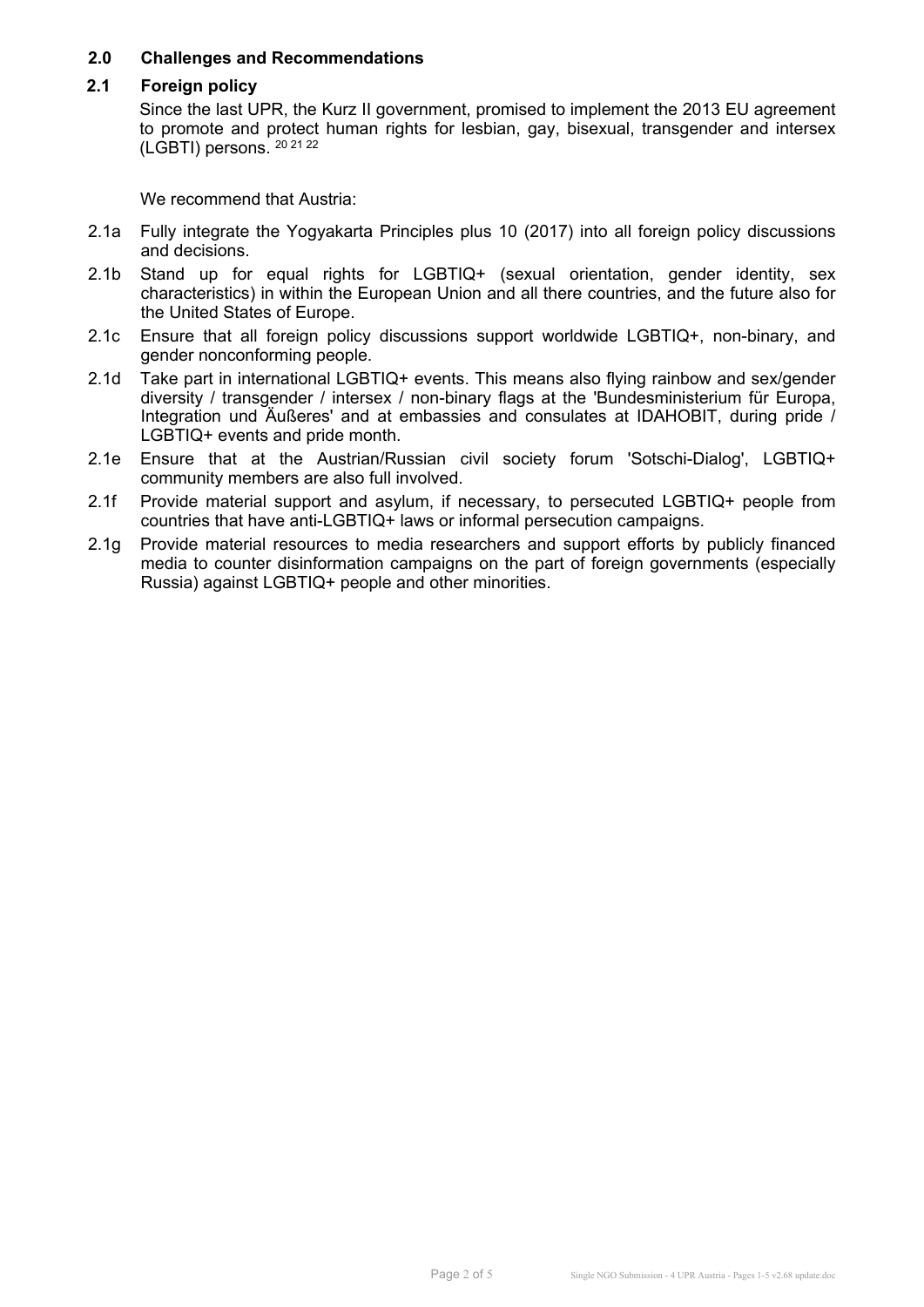## 2.0 Challenges and Recommendations

### 2.1 Foreign policy

Since the last UPR, the Kurz II government, promised to implement the 2013 EU agreement to promote and protect human rights for lesbian, gay, bisexual, transgender and intersex (LGBTI) persons. [20] [21] [22]

We recommend that Austria:

2.1a Fully integrate the Yogyakarta Principles plus 10 (2017) into all foreign policy discussions and decisions.

2.1b Stand up for equal rights for LGBTIQ+ (sexual orientation, gender identity, sex characteristics) in within the European Union and all there countries, and the future also for the United States of Europe.

2.1c Ensure that all foreign policy discussions support worldwide LGBTIQ+, non-binary, and gender nonconforming people.

2.1d Take part in international LGBTIQ+ events. This means also flying rainbow and sex/gender diversity / transgender / intersex / non-binary flags at the 'Bundesministerium für Europa, Integration und Äußeres' and at embassies and consulates at IDAHOBIT, during pride / LGBTIQ+ events and pride month.

2.1e Ensure that at the Austrian/Russian civil society forum 'Sotschi-Dialog', LGBTIQ+ community members are also full involved.

2.1f Provide material support and asylum, if necessary, to persecuted LGBTIQ+ people from countries that have anti-LGBTIQ+ laws or informal persecution campaigns.

2.1g Provide material resources to media researchers and support efforts by publicly financed media to counter disinformation campaigns on the part of foreign governments (especially Russia) against LGBTIQ+ people and other minorities.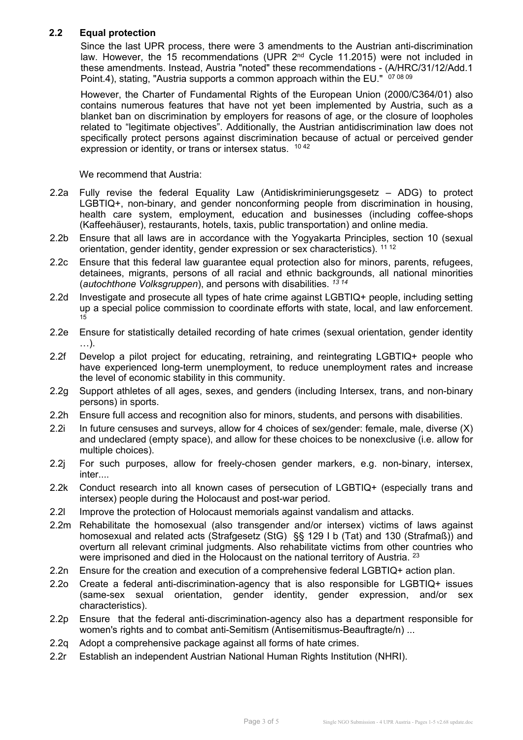## 2.2 Equal protection

Since the last UPR process, there were 3 amendments to the Austrian anti-discrimination law. However, the 15 recommendations (UPR 2nd Cycle 11.2015) were not included in these amendments. Instead, Austria "noted" these recommendations - (A/HRC/31/12/Add.1 Point.4), stating, "Austria supports a common approach within the EU." [07 08 09]

However, the Charter of Fundamental Rights of the European Union (2000/C364/01) also contains numerous features that have not yet been implemented by Austria, such as a blanket ban on discrimination by employers for reasons of age, or the closure of loopholes related to "legitimate objectives". Additionally, the Austrian antidiscrimination law does not specifically protect persons against discrimination because of actual or perceived gender expression or identity, or trans or intersex status. [10 42]

We recommend that Austria:

- 2.2a Fully revise the federal Equality Law (Antidiskriminierungsgesetz – ADG) to protect LGBTIQ+, non-binary, and gender nonconforming people from discrimination in housing, health care system, employment, education and businesses (including coffee-shops (Kaffeehäuser), restaurants, hotels, taxis, public transportation) and online media.
- 2.2b Ensure that all laws are in accordance with the Yogyakarta Principles, section 10 (sexual orientation, gender identity, gender expression or sex characteristics). [11 12]
- 2.2c Ensure that this federal law guarantee equal protection also for minors, parents, refugees, detainees, migrants, persons of all racial and ethnic backgrounds, all national minorities (*autochthone Volksgruppen*), and persons with disabilities. [13 14]
- 2.2d Investigate and prosecute all types of hate crime against LGBTIQ+ people, including setting up a special police commission to coordinate efforts with state, local, and law enforcement. [15]
- 2.2e Ensure for statistically detailed recording of hate crimes (sexual orientation, gender identity …).
- 2.2f Develop a pilot project for educating, retraining, and reintegrating LGBTIQ+ people who have experienced long-term unemployment, to reduce unemployment rates and increase the level of economic stability in this community.
- 2.2g Support athletes of all ages, sexes, and genders (including Intersex, trans, and non-binary persons) in sports.
- 2.2h Ensure full access and recognition also for minors, students, and persons with disabilities.
- 2.2i In future censuses and surveys, allow for 4 choices of sex/gender: female, male, diverse (X) and undeclared (empty space), and allow for these choices to be nonexclusive (i.e. allow for multiple choices).
- 2.2j For such purposes, allow for freely-chosen gender markers, e.g. non-binary, intersex, inter....
- 2.2k Conduct research into all known cases of persecution of LGBTIQ+ (especially trans and intersex) people during the Holocaust and post-war period.
- 2.2l Improve the protection of Holocaust memorials against vandalism and attacks.
- 2.2m Rehabilitate the homosexual (also transgender and/or intersex) victims of laws against homosexual and related acts (Strafgesetz (StG) §§ 129 I b (Tat) and 130 (Strafmaß)) and overturn all relevant criminal judgments. Also rehabilitate victims from other countries who were imprisoned and died in the Holocaust on the national territory of Austria. [23]
- 2.2n Ensure for the creation and execution of a comprehensive federal LGBTIQ+ action plan.
- 2.2o Create a federal anti-discrimination-agency that is also responsible for LGBTIQ+ issues (same-sex sexual orientation, gender identity, gender expression, and/or sex characteristics).
- 2.2p Ensure that the federal anti-discrimination-agency also has a department responsible for women's rights and to combat anti-Semitism (Antisemitismus-Beauftragte/n) ...
- 2.2q Adopt a comprehensive package against all forms of hate crimes.
- 2.2r Establish an independent Austrian National Human Rights Institution (NHRI).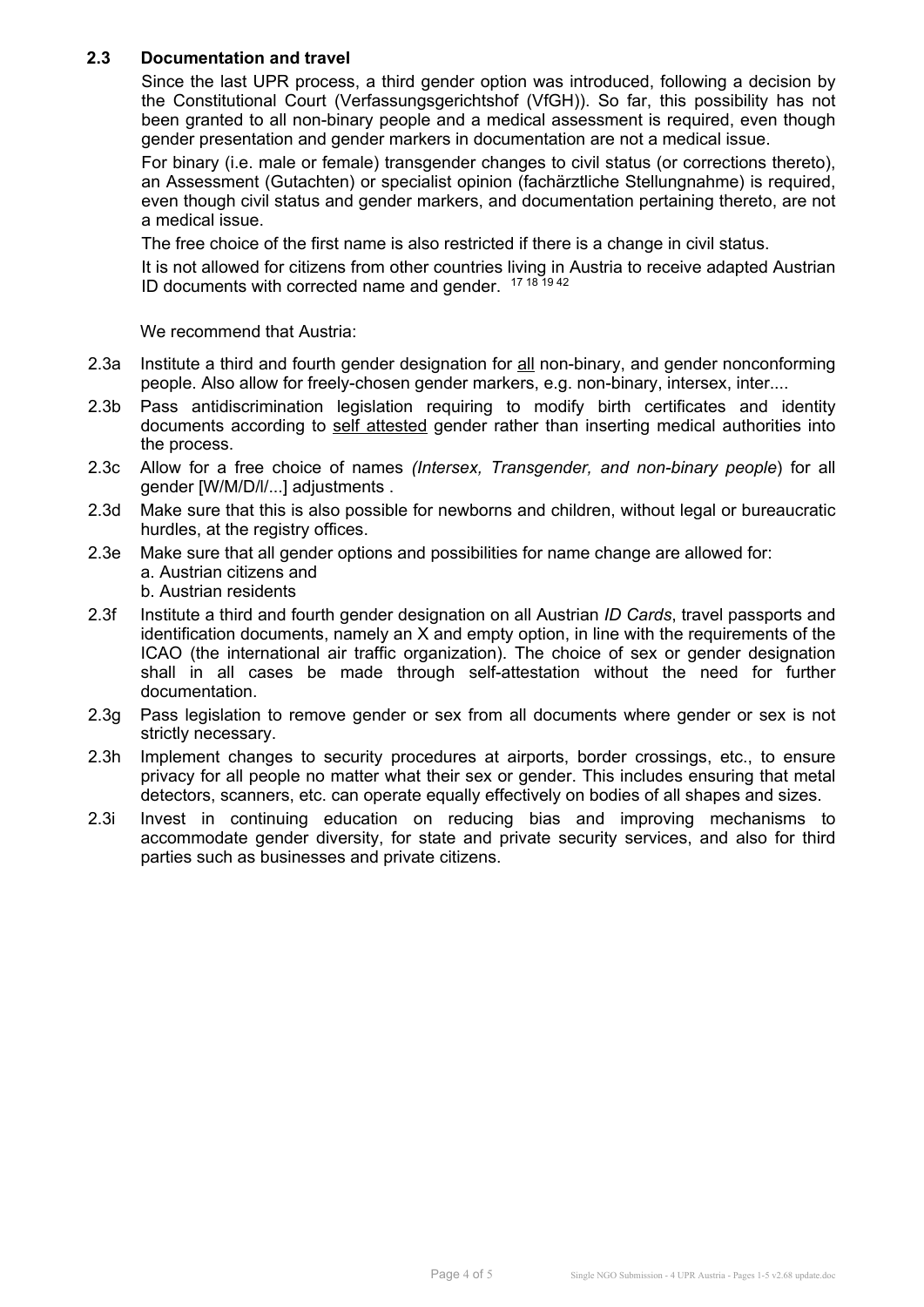## 2.3 Documentation and travel

Since the last UPR process, a third gender option was introduced, following a decision by the Constitutional Court (Verfassungsgerichtshof (VfGH)). So far, this possibility has not been granted to all non-binary people and a medical assessment is required, even though gender presentation and gender markers in documentation are not a medical issue.

For binary (i.e. male or female) transgender changes to civil status (or corrections thereto), an Assessment (Gutachten) or specialist opinion (fachärztliche Stellungnahme) is required, even though civil status and gender markers, and documentation pertaining thereto, are not a medical issue.

The free choice of the first name is also restricted if there is a change in civil status.

It is not allowed for citizens from other countries living in Austria to receive adapted Austrian ID documents with corrected name and gender. [17 18 19 42]

We recommend that Austria:

- 2.3a Institute a third and fourth gender designation for <u>all</u> non-binary, and gender nonconforming people. Also allow for freely-chosen gender markers, e.g. non-binary, intersex, inter....
- 2.3b Pass antidiscrimination legislation requiring to modify birth certificates and identity documents according to <u>self attested</u> gender rather than inserting medical authorities into the process.
- 2.3c Allow for a free choice of names *(Intersex, Transgender, and non-binary people*) for all gender [W/M/D/I/...] adjustments .
- 2.3d Make sure that this is also possible for newborns and children, without legal or bureaucratic hurdles, at the registry offices.
- 2.3e Make sure that all gender options and possibilities for name change are allowed for:
  a. Austrian citizens and
  b. Austrian residents
- 2.3f Institute a third and fourth gender designation on all Austrian *ID Cards*, travel passports and identification documents, namely an X and empty option, in line with the requirements of the ICAO (the international air traffic organization). The choice of sex or gender designation shall in all cases be made through self-attestation without the need for further documentation.
- 2.3g Pass legislation to remove gender or sex from all documents where gender or sex is not strictly necessary.
- 2.3h Implement changes to security procedures at airports, border crossings, etc., to ensure privacy for all people no matter what their sex or gender. This includes ensuring that metal detectors, scanners, etc. can operate equally effectively on bodies of all shapes and sizes.
- 2.3i Invest in continuing education on reducing bias and improving mechanisms to accommodate gender diversity, for state and private security services, and also for third parties such as businesses and private citizens.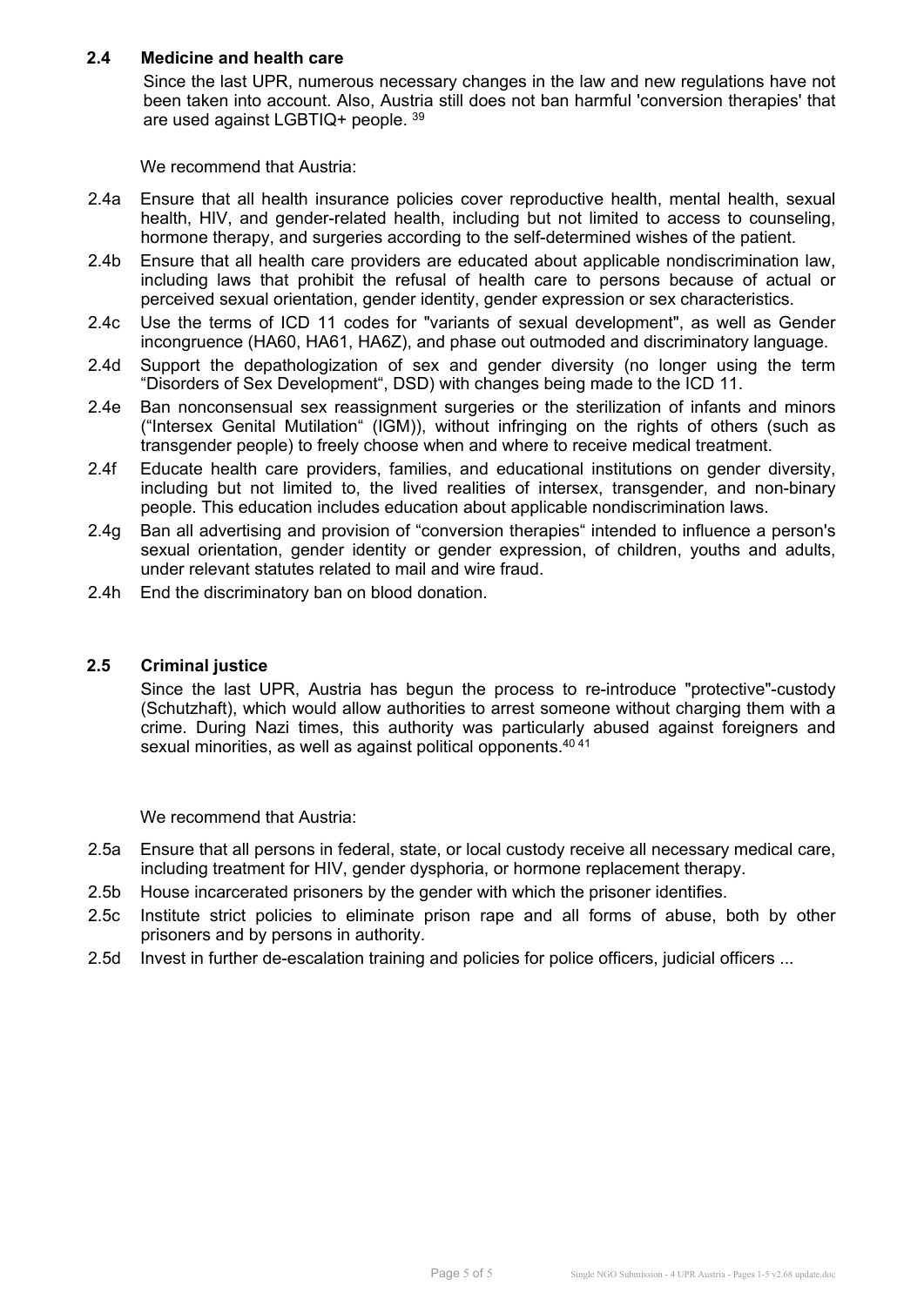### 2.4 Medicine and health care

Since the last UPR, numerous necessary changes in the law and new regulations have not been taken into account. Also, Austria still does not ban harmful 'conversion therapies' that are used against LGBTIQ+ people. [39]

We recommend that Austria:

- 2.4a Ensure that all health insurance policies cover reproductive health, mental health, sexual health, HIV, and gender-related health, including but not limited to access to counseling, hormone therapy, and surgeries according to the self-determined wishes of the patient.
- 2.4b Ensure that all health care providers are educated about applicable nondiscrimination law, including laws that prohibit the refusal of health care to persons because of actual or perceived sexual orientation, gender identity, gender expression or sex characteristics.
- 2.4c Use the terms of ICD 11 codes for "variants of sexual development", as well as Gender incongruence (HA60, HA61, HA6Z), and phase out outmoded and discriminatory language.
- 2.4d Support the depathologization of sex and gender diversity (no longer using the term "Disorders of Sex Development", DSD) with changes being made to the ICD 11.
- 2.4e Ban nonconsensual sex reassignment surgeries or the sterilization of infants and minors ("Intersex Genital Mutilation" (IGM)), without infringing on the rights of others (such as transgender people) to freely choose when and where to receive medical treatment.
- 2.4f Educate health care providers, families, and educational institutions on gender diversity, including but not limited to, the lived realities of intersex, transgender, and non-binary people. This education includes education about applicable nondiscrimination laws.
- 2.4g Ban all advertising and provision of "conversion therapies" intended to influence a person's sexual orientation, gender identity or gender expression, of children, youths and adults, under relevant statutes related to mail and wire fraud.
- 2.4h End the discriminatory ban on blood donation.

### 2.5 Criminal justice

Since the last UPR, Austria has begun the process to re-introduce "protective"-custody (Schutzhaft), which would allow authorities to arrest someone without charging them with a crime. During Nazi times, this authority was particularly abused against foreigners and sexual minorities, as well as against political opponents.[40 41]

We recommend that Austria:

- 2.5a Ensure that all persons in federal, state, or local custody receive all necessary medical care, including treatment for HIV, gender dysphoria, or hormone replacement therapy.
- 2.5b House incarcerated prisoners by the gender with which the prisoner identifies.
- 2.5c Institute strict policies to eliminate prison rape and all forms of abuse, both by other prisoners and by persons in authority.
- 2.5d Invest in further de-escalation training and policies for police officers, judicial officers ...